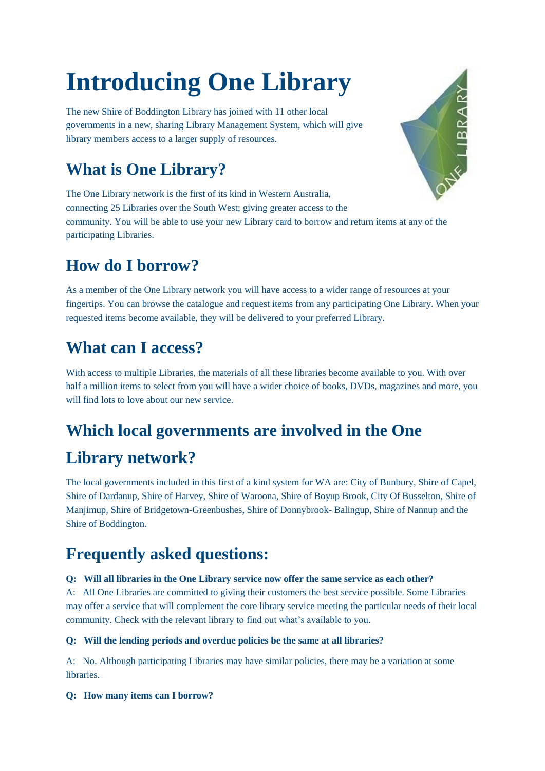# Introducing One Library

The new Shire of Boddington Library has joined with 11 other local governments in a new, sharing Library Management System, which will give library members access to a larger supply of resources.

## What is One Library?

The One Library network is the first of its kind in Western Australia, connecting 25 Libraries over the South West; giving greater access to the community. You will be able to use your new Library card to borrow and return items at any of the participating Libraries.

## How do I borrow?

As a member of the One Library network you will have access to a wider range of resources at your fingertips. You can browse the catalogue and request items from any participating One Library. When your requested items become available, they will be delivered to your preferred Library.

## What can I access?

With access to multiple Libraries, the materials of all these libraries become available to you. With over half a million items to select from you will have a wider choice of books, DVDs, magazines and more, you will find lots to love about our new service.

## Which local governments are involved in the One Library network?

The local governments included in this first of a kind system for WA are: City of Bunbury, Shire of Capel, Shire of Dardanup, Shire of Harvey, Shire of Waroona, Shire of Boyup Brook, City Of Busselton, Shire of Manjimup, Shire of Bridgetown-Greenbushes, Shire of Donnybrook- Balingup, Shire of Nannup and the Shire of Boddington.

## Frequently asked questions:

**Q: Will all libraries in the One Library service now offer the same service as each other?**

A: All One Libraries are committed to giving their customers the best service possible. Some Libraries may offer a service that will complement the core library service meeting the particular needs of their local community. Check with the relevant library to find out what's available to you.

**Q: Will the lending periods and overdue policies be the same at all libraries?**

A: No. Although participating Libraries may have similar policies, there may be a variation at some libraries.

**Q: How many items can I borrow?**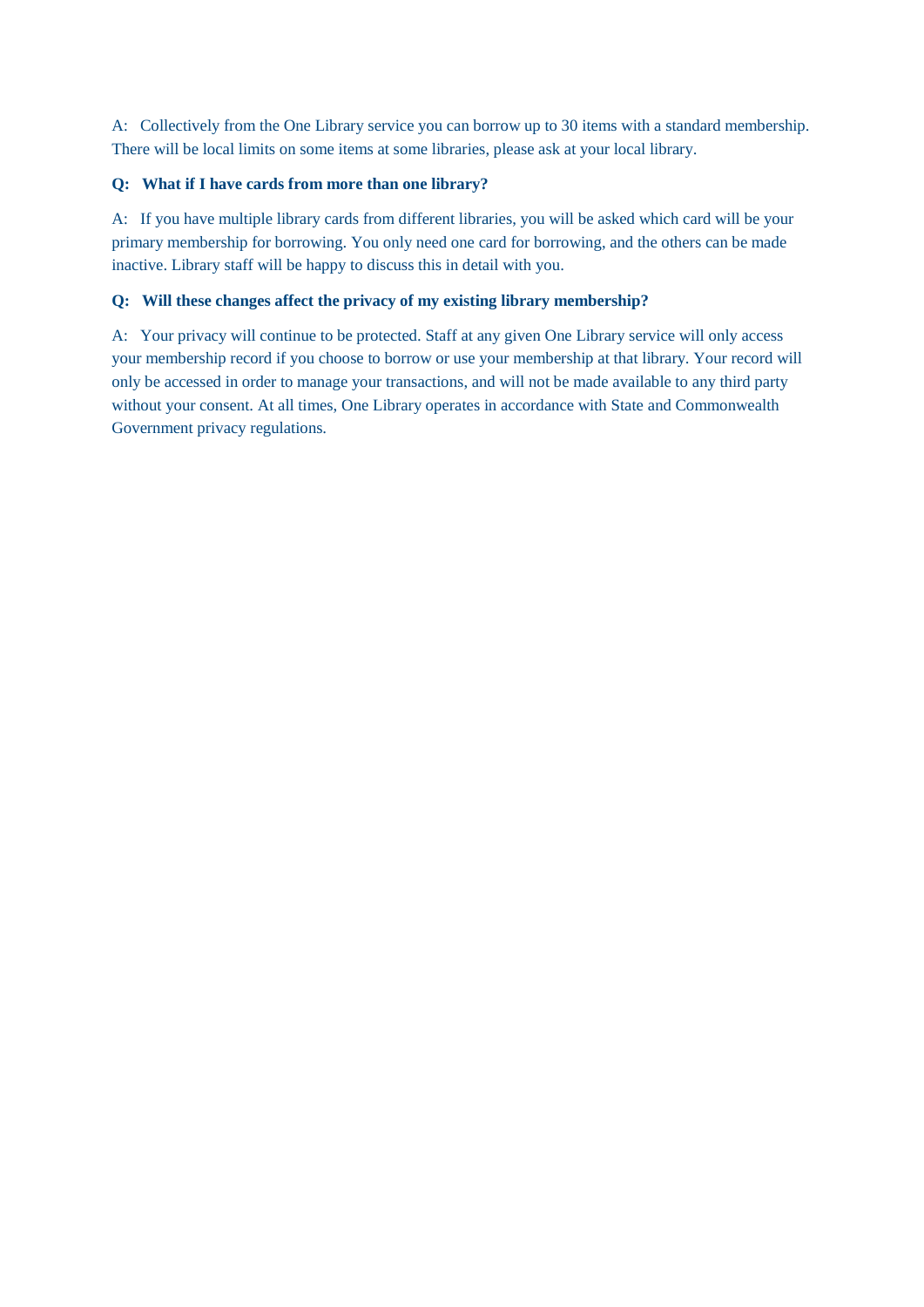A: Collectively from the One Library service you can borrow up to 30 items with a standard membership. There will be local limits on some items at some libraries, please ask at your local library.

**Q: What if I have cards from more than one library?**

A: If you have multiple library cards from different libraries, you will be asked which card will be your primary membership for borrowing. You only need one card for borrowing, and the others can be made inactive. Library staff will be happy to discuss this in detail with you.

**Q: Will these changes affect the privacy of my existing library membership?**

A: Your privacy will continue to be protected. Staff at any given One Library service will only access your membership record if you choose to borrow or use your membership at that library. Your record will only be accessed in order to manage your transactions, and will not be made available to any third party without your consent. At all times, One Library operates in accordance with State and Commonwealth Government privacy regulations.